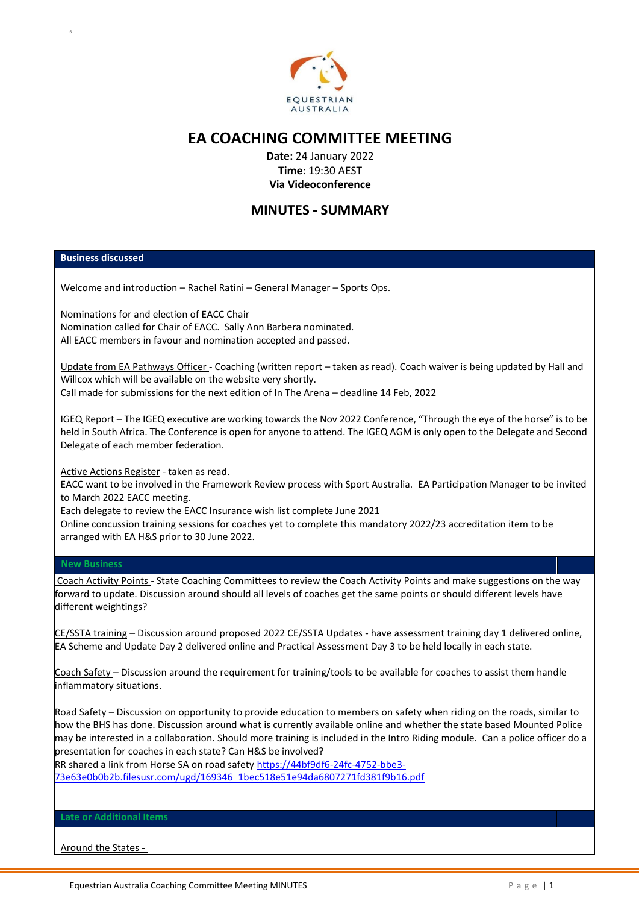EQUESTRIAN AUSTRALIA

# EA COACHING COMMITTEE MEETING

**Date:** 24 January 2022
**Time**: 19:30 AEST
**Via Videoconference**

## MINUTES - SUMMARY

### Business discussed

Welcome and introduction – Rachel Ratini – General Manager – Sports Ops.

Nominations for and election of EACC Chair
Nomination called for Chair of EACC. Sally Ann Barbera nominated.
All EACC members in favour and nomination accepted and passed.

Update from EA Pathways Officer - Coaching (written report – taken as read). Coach waiver is being updated by Hall and Willcox which will be available on the website very shortly.
Call made for submissions for the next edition of In The Arena – deadline 14 Feb, 2022

IGEQ Report – The IGEQ executive are working towards the Nov 2022 Conference, "Through the eye of the horse" is to be held in South Africa. The Conference is open for anyone to attend. The IGEQ AGM is only open to the Delegate and Second Delegate of each member federation.

Active Actions Register - taken as read.
EACC want to be involved in the Framework Review process with Sport Australia. EA Participation Manager to be invited to March 2022 EACC meeting.
Each delegate to review the EACC Insurance wish list complete June 2021
Online concussion training sessions for coaches yet to complete this mandatory 2022/23 accreditation item to be arranged with EA H&S prior to 30 June 2022.

### New Business

Coach Activity Points - State Coaching Committees to review the Coach Activity Points and make suggestions on the way forward to update. Discussion around should all levels of coaches get the same points or should different levels have different weightings?

CE/SSTA training – Discussion around proposed 2022 CE/SSTA Updates - have assessment training day 1 delivered online, EA Scheme and Update Day 2 delivered online and Practical Assessment Day 3 to be held locally in each state.

Coach Safety – Discussion around the requirement for training/tools to be available for coaches to assist them handle inflammatory situations.

Road Safety – Discussion on opportunity to provide education to members on safety when riding on the roads, similar to how the BHS has done. Discussion around what is currently available online and whether the state based Mounted Police may be interested in a collaboration. Should more training is included in the Intro Riding module. Can a police officer do a presentation for coaches in each state? Can H&S be involved?
RR shared a link from Horse SA on road safety https://44bf9df6-24fc-4752-bbe3-73e63e0b0b2b.filesusr.com/ugd/169346_1bec518e51e94da6807271fd381f9b16.pdf

### Late or Additional Items

Around the States -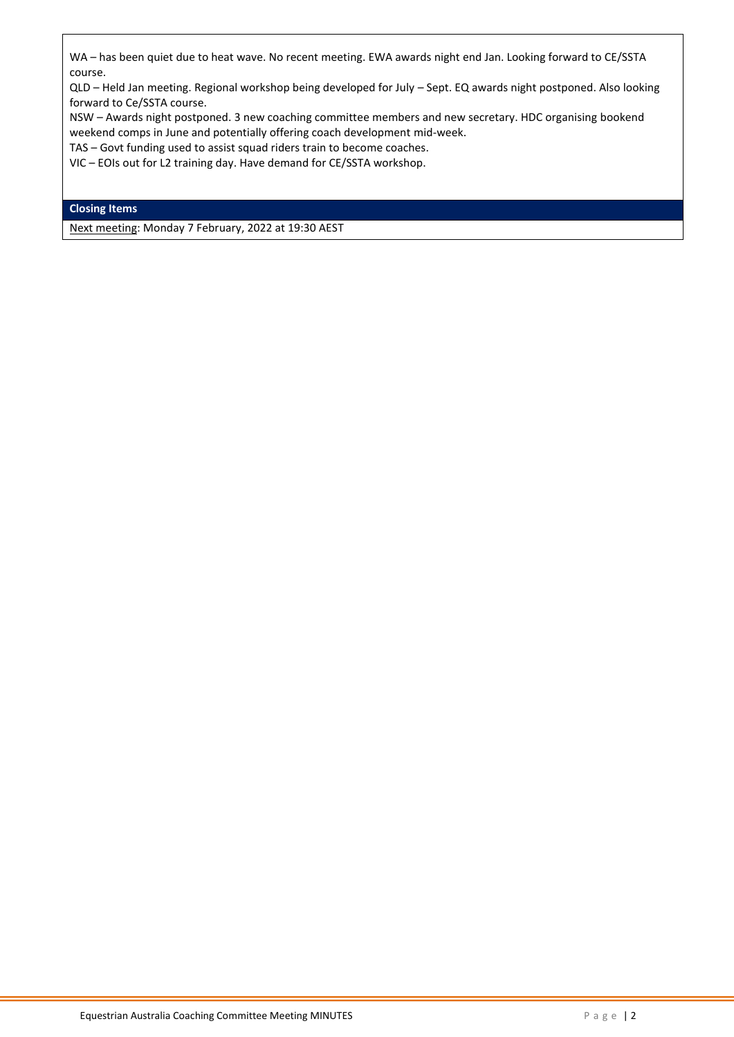WA – has been quiet due to heat wave. No recent meeting. EWA awards night end Jan. Looking forward to CE/SSTA course.

QLD – Held Jan meeting. Regional workshop being developed for July – Sept. EQ awards night postponed. Also looking forward to Ce/SSTA course.

NSW – Awards night postponed. 3 new coaching committee members and new secretary. HDC organising bookend weekend comps in June and potentially offering coach development mid-week.

TAS – Govt funding used to assist squad riders train to become coaches.

VIC – EOIs out for L2 training day. Have demand for CE/SSTA workshop.

**Closing Items**

Next meeting: Monday 7 February, 2022 at 19:30 AEST